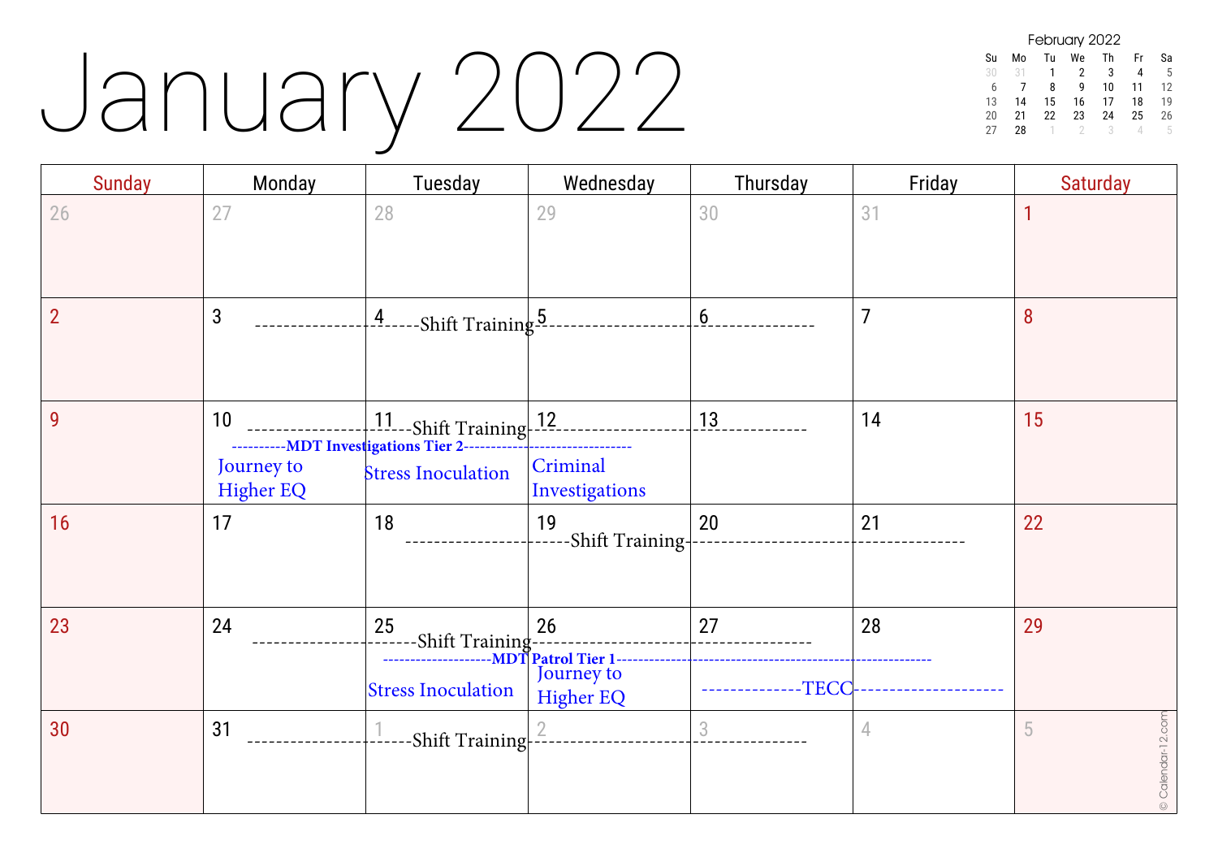# January 2022

| Sunday | Monday | Tuesday | Wednesday | Thursday | Friday | Saturday |
| --- | --- | --- | --- | --- | --- | --- |
| 26 | 27 | 28 | 29 | 30 | 31 | 1 |
| 2 | 3 ---------------------Shift Training | 4 Shift Training | 5 Shift Training | 6 Shift Training ------------------------------------ | 7 | 8 |
| 9 | 10 ---------------------Shift Training<br>----------MDT Investigations Tier 2------------------------------<br>Journey to Higher EQ | 11 Shift Training<br>MDT Investigations Tier 2<br>Stress Inoculation | 12 Shift Training<br>MDT Investigations Tier 2<br>Criminal Investigations | 13 Shift Training ------------------------------------ | 14 | 15 |
| 16 | 17 | 18 ---------------------Shift Training | 19 Shift Training | 20 Shift Training | 21 Shift Training ------------------------------------ | 22 |
| 23 | 24 ---------------------Shift Training | 25 Shift Training<br>-------------------MDT Patrol Tier 1--------------------------------------------------------<br>Stress Inoculation | 26 Shift Training<br>MDT Patrol Tier 1<br>Journey to Higher EQ | 27 Shift Training ------------------------------------<br>MDT Patrol Tier 1<br>--------------TECC | 28 MDT Patrol Tier 1<br>TECC--------------------- | 29 |
| 30 | 31 ---------------------Shift Training | 1 Shift Training | 2 Shift Training | 3 Shift Training ------------------------------------ | 4 | 5 |

**February 2022**

| Su | Mo | Tu | We | Th | Fr | Sa |
| --- | --- | --- | --- | --- | --- | --- |
| 30 | 31 | 1 | 2 | 3 | 4 | 5 |
| 6 | 7 | 8 | 9 | 10 | 11 | 12 |
| 13 | 14 | 15 | 16 | 17 | 18 | 19 |
| 20 | 21 | 22 | 23 | 24 | 25 | 26 |
| 27 | 28 | 1 | 2 | 3 | 4 | 5 |

© Calendar-12.com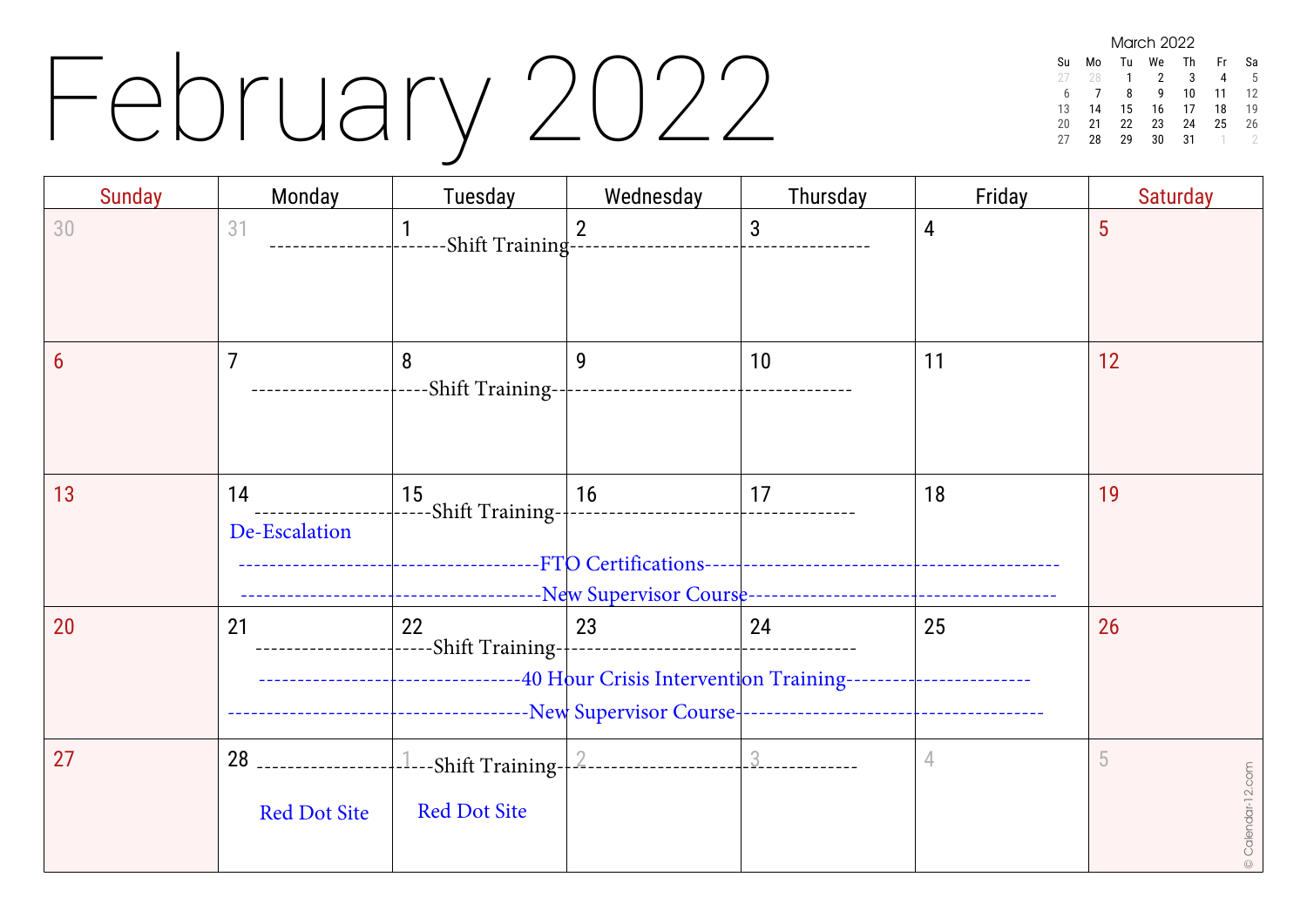# February 2022

**March 2022**

| Su | Mo | Tu | We | Th | Fr | Sa |
| --- | --- | --- | --- | --- | --- | --- |
| 27 | 28 | 1 | 2 | 3 | 4 | 5 |
| 6 | 7 | 8 | 9 | 10 | 11 | 12 |
| 13 | 14 | 15 | 16 | 17 | 18 | 19 |
| 20 | 21 | 22 | 23 | 24 | 25 | 26 |
| 27 | 28 | 29 | 30 | 31 | 1 | 2 |

| Sunday | Monday | Tuesday | Wednesday | Thursday | Friday | Saturday |
| --- | --- | --- | --- | --- | --- | --- |
| 30 | 31 Shift Training | 1 Shift Training | 2 Shift Training | 3 Shift Training | 4 | 5 |
| 6 | 7 Shift Training | 8 Shift Training | 9 Shift Training | 10 Shift Training | 11 | 12 |
| 13 | 14 Shift Training; De-Escalation; FTO Certifications; New Supervisor Course | 15 Shift Training; FTO Certifications; New Supervisor Course | 16 Shift Training; FTO Certifications; New Supervisor Course | 17 Shift Training; FTO Certifications; New Supervisor Course | 18 FTO Certifications; New Supervisor Course | 19 |
| 20 | 21 Shift Training; 40 Hour Crisis Intervention Training; New Supervisor Course | 22 Shift Training; 40 Hour Crisis Intervention Training; New Supervisor Course | 23 Shift Training; 40 Hour Crisis Intervention Training; New Supervisor Course | 24 Shift Training; 40 Hour Crisis Intervention Training; New Supervisor Course | 25 40 Hour Crisis Intervention Training; New Supervisor Course | 26 |
| 27 | 28 Shift Training; Red Dot Site | 1 Shift Training; Red Dot Site | 2 Shift Training | 3 Shift Training | 4 | 5 |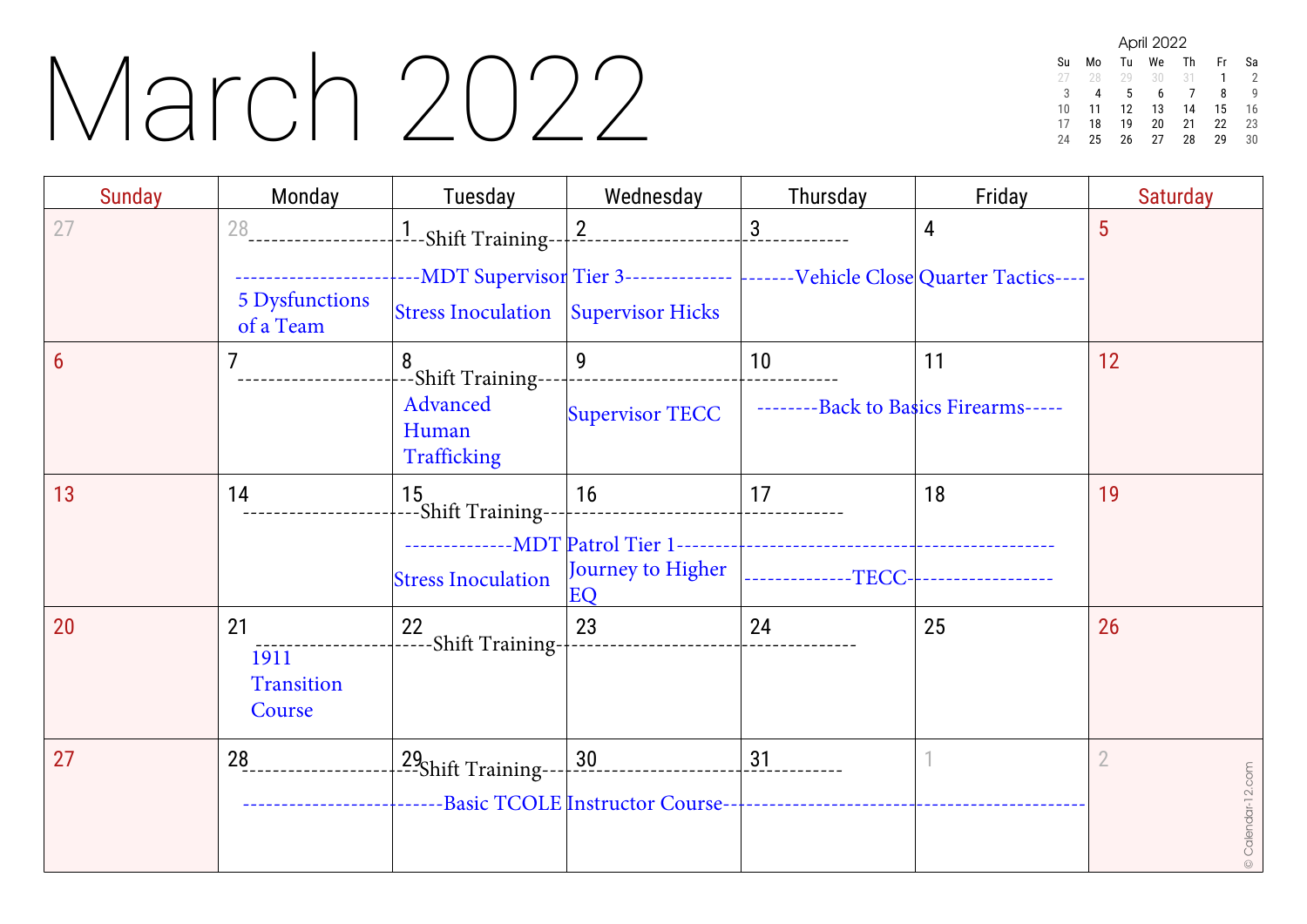# March 2022

**April 2022**

| Su | Mo | Tu | We | Th | Fr | Sa |
|---|---|---|---|---|---|---|
| 27 | 28 | 29 | 30 | 31 | 1 | 2 |
| 3 | 4 | 5 | 6 | 7 | 8 | 9 |
| 10 | 11 | 12 | 13 | 14 | 15 | 16 |
| 17 | 18 | 19 | 20 | 21 | 22 | 23 |
| 24 | 25 | 26 | 27 | 28 | 29 | 30 |

| Sunday | Monday | Tuesday | Wednesday | Thursday | Friday | Saturday |
|---|---|---|---|---|---|---|
| 27 | 28 ----------------------- ------------------------ 5 Dysfunctions of a Team | 1 ----Shift Training--- ---MDT Supervisor Stress Inoculation | 2 ---------------- Tier 3-------------- Supervisor Hicks | 3 ---------------- -------Vehicle Close | 4 Quarter Tactics---- | 5 |
| 6 | 7 ---------------------- | 8 ---Shift Training--- Advanced Human Trafficking | 9 -------------------- Supervisor TECC | 10 ---------------- --------Back to Basics Firearms----- | 11 | 12 |
| 13 | 14 ---------------------- | 15 ---Shift Training--- --------------MDT Stress Inoculation | 16 ---------------------- Patrol Tier 1-------------- Journey to Higher EQ | 17 ---------------- --------------TECC------------------ | 18 | 19 |
| 20 | 21 ---------------------- 1911 Transition Course | 22 ---Shift Training--- | 23 ---------------------- | 24 ---------------- | 25 | 26 |
| 27 | 28 ---------------------- -------------------------- | 29 ---Shift Training--- -----Basic TCOLE | 30 ---------------------- Instructor Course------------ | 31 ---------------- ---------------------------------- | 1 | 2 |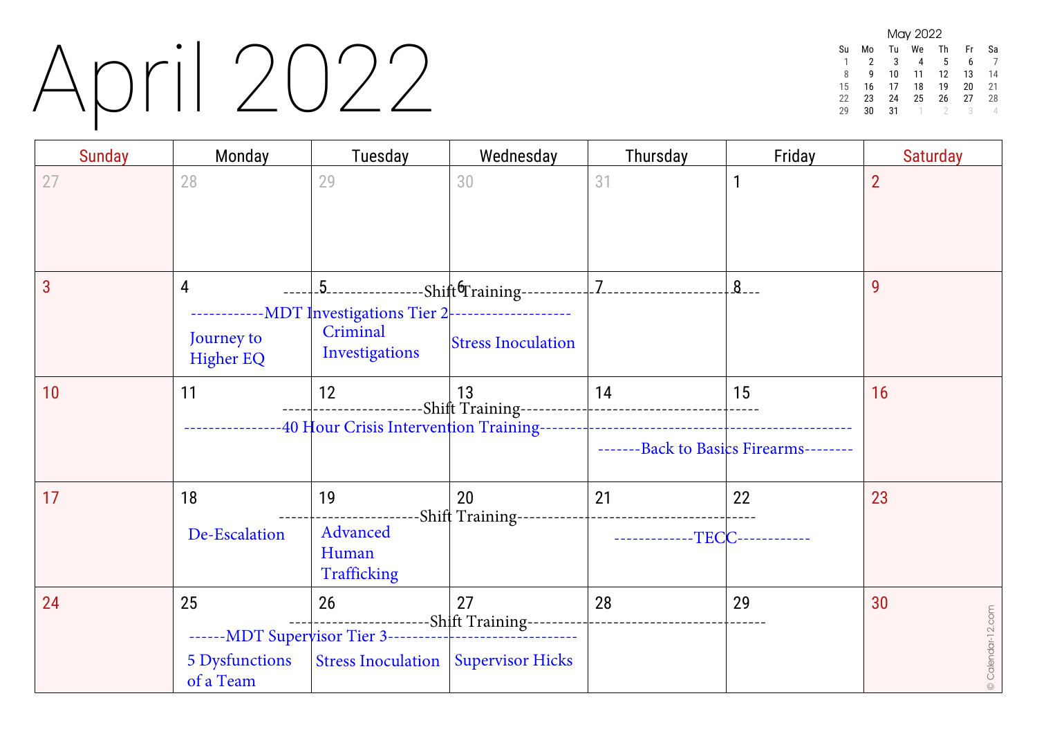# April 2022

| Sunday | Monday | Tuesday | Wednesday | Thursday | Friday | Saturday |
|---|---|---|---|---|---|---|
| 27 | 28 | 29 | 30 | 31 | 1 | 2 |
| 3 | 4<br>Shift Training (Apr 4–8)<br>MDT Investigations Tier 2 (Apr 4–6)<br>Journey to Higher EQ | 5<br>Criminal Investigations | 6<br>Stress Inoculation | 7 | 8 | 9 |
| 10 | 11<br>Shift Training (Apr 11–15)<br>40 Hour Crisis Intervention Training (Apr 11–15) | 12 | 13 | 14<br>Back to Basics Firearms (Apr 14–15) | 15 | 16 |
| 17 | 18<br>Shift Training (Apr 18–22)<br>De-Escalation | 19<br>Advanced Human Trafficking | 20 | 21<br>TECC (Apr 21–22) | 22 | 23 |
| 24 | 25<br>Shift Training (Apr 25–29)<br>MDT Supervisor Tier 3 (Apr 25–27)<br>5 Dysfunctions of a Team | 26<br>Stress Inoculation | 27<br>Supervisor Hicks | 28 | 29 | 30 |

**May 2022**

| Su | Mo | Tu | We | Th | Fr | Sa |
|---|---|---|---|---|---|---|
| 1 | 2 | 3 | 4 | 5 | 6 | 7 |
| 8 | 9 | 10 | 11 | 12 | 13 | 14 |
| 15 | 16 | 17 | 18 | 19 | 20 | 21 |
| 22 | 23 | 24 | 25 | 26 | 27 | 28 |
| 29 | 30 | 31 | 1 | 2 | 3 | 4 |

© Calendar-12.com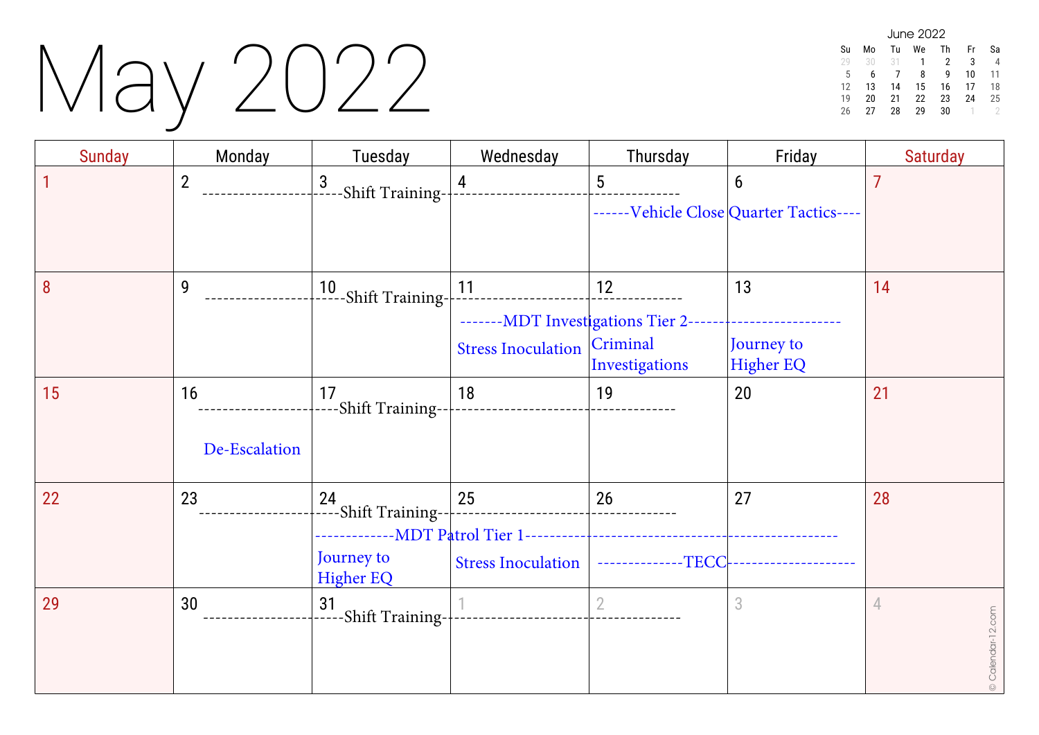# May 2022

**June 2022**

| Su | Mo | Tu | We | Th | Fr | Sa |
|---|---|---|---|---|---|---|
| 29 | 30 | 31 | 1 | 2 | 3 | 4 |
| 5 | 6 | 7 | 8 | 9 | 10 | 11 |
| 12 | 13 | 14 | 15 | 16 | 17 | 18 |
| 19 | 20 | 21 | 22 | 23 | 24 | 25 |
| 26 | 27 | 28 | 29 | 30 | 1 | 2 |

| Sunday | Monday | Tuesday | Wednesday | Thursday | Friday | Saturday |
|---|---|---|---|---|---|---|
| 1 | 2 ---------------------Shift Training | 3 Shift Training | 4 Shift Training | 5 ------------------------------------ ------Vehicle Close | 6 Quarter Tactics---- | 7 |
| 8 | 9 ---------------------Shift Training | 10 Shift Training | 11 Shift Training -------MDT Investigations Tier 2 Stress Inoculation | 12 MDT Investigations Tier 2 Criminal Investigations | 13 MDT Investigations Tier 2------------------------- Journey to Higher EQ | 14 |
| 15 | 16 ---------------------Shift Training De-Escalation | 17 Shift Training | 18 Shift Training | 19 ------------------------------------ | 20 | 21 |
| 22 | 23 ---------------------Shift Training | 24 Shift Training -------------MDT Patrol Tier 1 Journey to Higher EQ | 25 Shift Training MDT Patrol Tier 1 Stress Inoculation | 26 ------------------------------------ MDT Patrol Tier 1 --------------TECC | 27 MDT Patrol Tier 1----------- TECC--------------------- | 28 |
| 29 | 30 ---------------------Shift Training | 31 Shift Training | 1 Shift Training | 2 ------------------------------------ | 3 | 4 |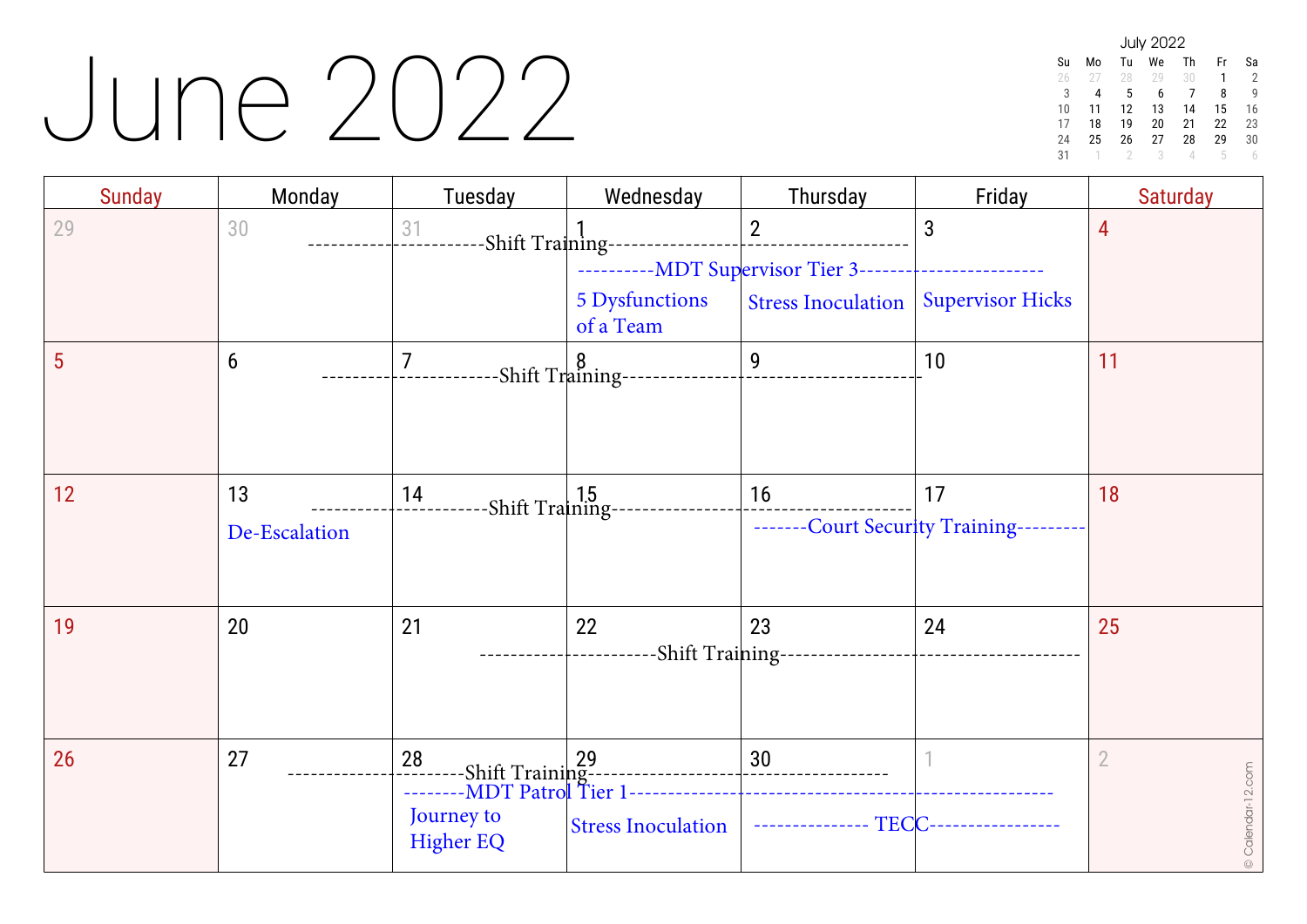# June 2022

| Sunday | Monday | Tuesday | Wednesday | Thursday | Friday | Saturday |
|---|---|---|---|---|---|---|
| 29 | 30 | 31 | 1 | 2 | 3 | 4 |
| | ----------------------Shift Training------------------------------------ | | | | | |
| | | | ----------MDT Supervisor Tier 3------------------------ | | | |
| | | | 5 Dysfunctions of a Team | Stress Inoculation | Supervisor Hicks | |
| 5 | 6 | 7 | 8 | 9 | 10 | 11 |
| | ----------------------Shift Training------------------------------------ | | | | | |
| 12 | 13 | 14 | 15 | 16 | 17 | 18 |
| | ----------------------Shift Training------------------------------------ | | | | | |
| | De-Escalation | | | -------Court Security Training--------- | | |
| 19 | 20 | 21 | 22 | 23 | 24 | 25 |
| | | ----------------------Shift Training------------------------------------ | | | | |
| 26 | 27 | 28 | 29 | 30 | 1 | 2 |
| | ----------------------Shift Training------------------------------------ | | | | | |
| | | --------MDT Patrol Tier 1--------------------------------------------------- | | | | |
| | | Journey to Higher EQ | Stress Inoculation | --------------- TECC----------------- | | |

**July 2022**

| Su | Mo | Tu | We | Th | Fr | Sa |
|---|---|---|---|---|---|---|
| 26 | 27 | 28 | 29 | 30 | 1 | 2 |
| 3 | 4 | 5 | 6 | 7 | 8 | 9 |
| 10 | 11 | 12 | 13 | 14 | 15 | 16 |
| 17 | 18 | 19 | 20 | 21 | 22 | 23 |
| 24 | 25 | 26 | 27 | 28 | 29 | 30 |
| 31 | 1 | 2 | 3 | 4 | 5 | 6 |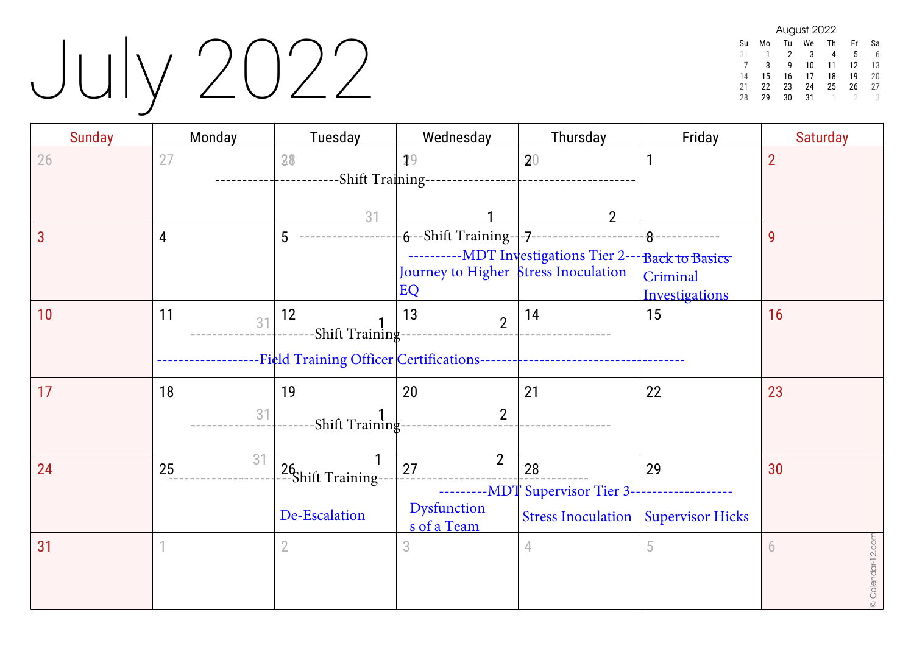# July 2022

**August 2022**

| Su | Mo | Tu | We | Th | Fr | Sa |
|---|---|---|---|---|---|---|
| 31 | 1 | 2 | 3 | 4 | 5 | 6 |
| 7 | 8 | 9 | 10 | 11 | 12 | 13 |
| 14 | 15 | 16 | 17 | 18 | 19 | 20 |
| 21 | 22 | 23 | 24 | 25 | 26 | 27 |
| 28 | 29 | 30 | 31 | 1 | 2 | 3 |

| Sunday | Monday | Tuesday | Wednesday | Thursday | Friday | Saturday |
|---|---|---|---|---|---|---|
| 26 | 27 | 28 | 29 | 30 | 1 | 2 |
| | ----Shift Training---- | ----Shift Training---- | ----Shift Training---- | ----Shift Training---- | | |
| 3 | 4 | 5 | 6 | 7 | 8 | 9 |
| | | ----Shift Training---- | ----Shift Training---- ----MDT Investigations Tier 2---- Journey to Higher EQ | ----Shift Training---- ----MDT Investigations Tier 2---- Stress Inoculation | ----Shift Training---- ----MDT Investigations Tier 2---- Back to Basics Criminal Investigations | |
| 10 | 11 | 12 | 13 | 14 | 15 | 16 |
| | ----Shift Training---- ----Field Training Officer Certifications---- | ----Shift Training---- ----Field Training Officer Certifications---- | ----Shift Training---- ----Field Training Officer Certifications---- | ----Shift Training---- ----Field Training Officer Certifications---- | ----Field Training Officer Certifications---- | |
| 17 | 18 | 19 | 20 | 21 | 22 | 23 |
| | ----Shift Training---- | ----Shift Training---- | ----Shift Training---- | ----Shift Training---- | | |
| 24 | 25 | 26 | 27 | 28 | 29 | 30 |
| | ----Shift Training---- | ----Shift Training---- De-Escalation | ----Shift Training---- ----MDT Supervisor Tier 3---- Dysfunctions of a Team | ----Shift Training---- ----MDT Supervisor Tier 3---- Stress Inoculation | ----MDT Supervisor Tier 3---- Supervisor Hicks | |
| 31 | 1 | 2 | 3 | 4 | 5 | 6 |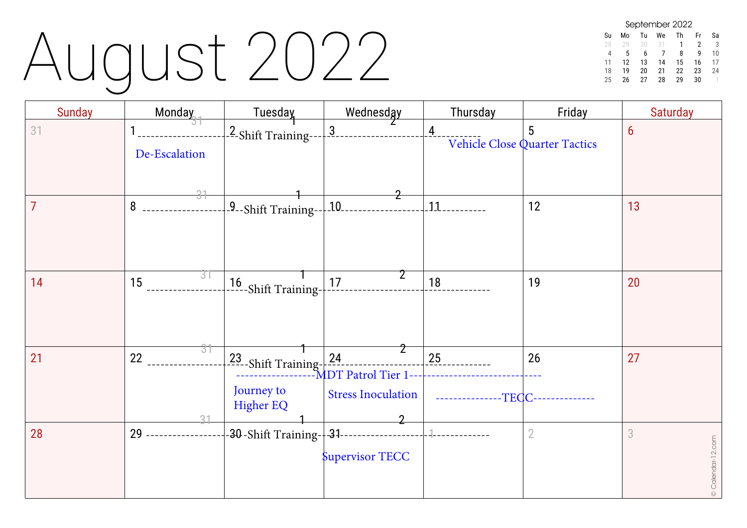# August 2022

| September 2022 | | | | | | |
|---|---|---|---|---|---|---|
| Su | Mo | Tu | We | Th | Fr | Sa |
| 28 | 29 | 30 | 31 | 1 | 2 | 3 |
| 4 | 5 | 6 | 7 | 8 | 9 | 10 |
| 11 | 12 | 13 | 14 | 15 | 16 | 17 |
| 18 | 19 | 20 | 21 | 22 | 23 | 24 |
| 25 | 26 | 27 | 28 | 29 | 30 | 1 |

| Sunday | Monday | Tuesday | Wednesday | Thursday | Friday | Saturday |
|---|---|---|---|---|---|---|
| 31 | 1 ---------------------31 De-Escalation | 2 -Shift Training---1 | 3 -----------2 | 4 ----------- Vehicle Close Quarter Tactics | 5 | 6 |
| 7 | 8 ---------------------31 | 9 -Shift Training---1 | 10 -----------2 | 11 ----------- | 12 | 13 |
| 14 | 15 ---------------------31 | 16 -Shift Training---1 | 17 -----------2 | 18 ----------- | 19 | 20 |
| 21 | 22 ---------------------31 | 23 -Shift Training---1 ------------------MDT Patrol Tier 1 Journey to Higher EQ | 24 -----------2 Stress Inoculation | 25 ----------- ---------------TECC | 26 -------------- | 27 |
| 28 | 29 ---------------------31 | 30 -Shift Training---1 | 31 -----------2 Supervisor TECC | 1 ----------- | 2 | 3 |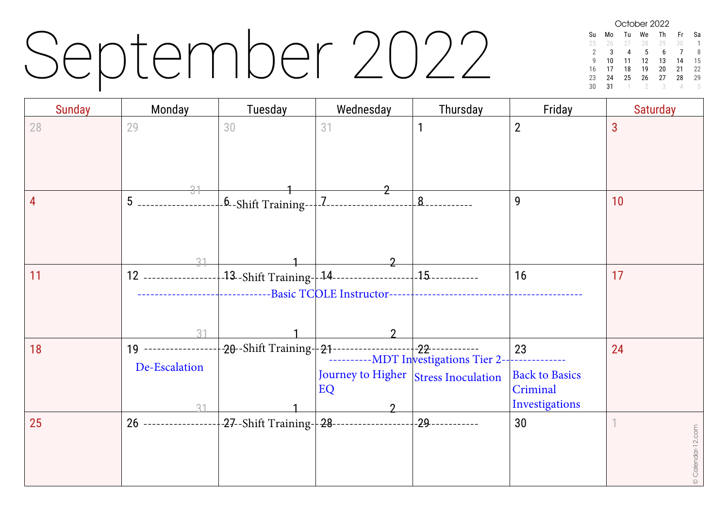# September 2022

October 2022

| Su | Mo | Tu | We | Th | Fr | Sa |
|---|---|---|---|---|---|---|
| 25 | 26 | 27 | 28 | 29 | 30 | 1 |
| 2 | 3 | 4 | 5 | 6 | 7 | 8 |
| 9 | 10 | 11 | 12 | 13 | 14 | 15 |
| 16 | 17 | 18 | 19 | 20 | 21 | 22 |
| 23 | 24 | 25 | 26 | 27 | 28 | 29 |
| 30 | 31 | 1 | 2 | 3 | 4 | 5 |

| Sunday | Monday | Tuesday | Wednesday | Thursday | Friday | Saturday |
|---|---|---|---|---|---|---|
| 28 | 29 | 30 | 31 | 1 | 2 | 3 |
| 4 | 5 ---Shift Training--- | 6 ---Shift Training--- | 7 ---Shift Training--- | 8 ---Shift Training--- | 9 | 10 |
| 11 | 12 ---Shift Training--- / ---Basic TCOLE Instructor--- | 13 ---Shift Training--- / ---Basic TCOLE Instructor--- | 14 ---Shift Training--- / ---Basic TCOLE Instructor--- | 15 ---Shift Training--- / ---Basic TCOLE Instructor--- | 16 ---Basic TCOLE Instructor--- | 17 |
| 18 | 19 ---Shift Training--- De-Escalation | 20 ---Shift Training--- | 21 ---Shift Training--- / ---MDT Investigations Tier 2--- Journey to Higher EQ | 22 ---Shift Training--- / ---MDT Investigations Tier 2--- Stress Inoculation | 23 ---MDT Investigations Tier 2--- Back to Basics Criminal Investigations | 24 |
| 25 | 26 ---Shift Training--- | 27 ---Shift Training--- | 28 ---Shift Training--- | 29 ---Shift Training--- | 30 | 1 |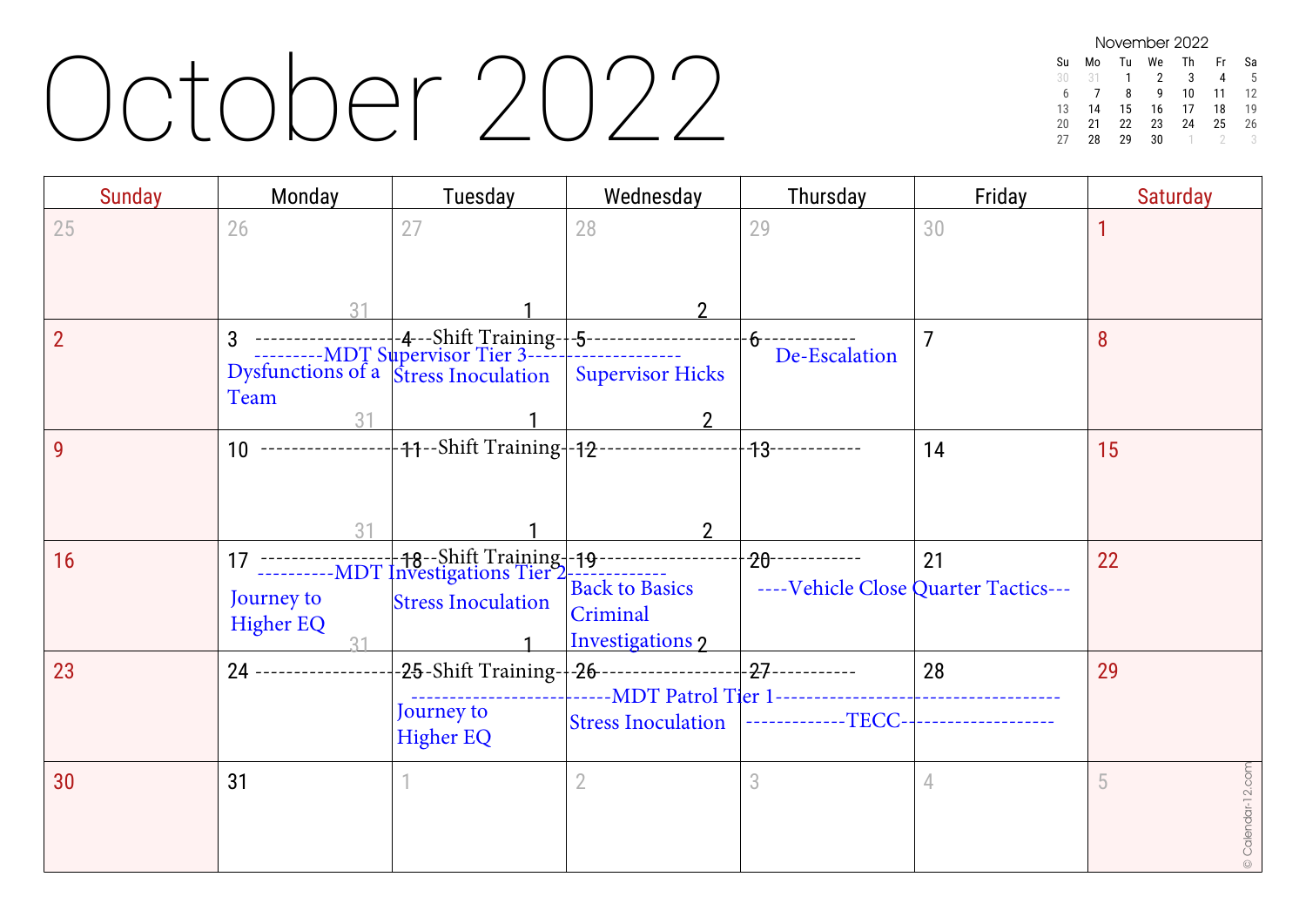# October 2022

**November 2022**

| Su | Mo | Tu | We | Th | Fr | Sa |
|---|---|---|---|---|---|---|
| 30 | 31 | 1 | 2 | 3 | 4 | 5 |
| 6 | 7 | 8 | 9 | 10 | 11 | 12 |
| 13 | 14 | 15 | 16 | 17 | 18 | 19 |
| 20 | 21 | 22 | 23 | 24 | 25 | 26 |
| 27 | 28 | 29 | 30 | 1 | 2 | 3 |

| Sunday | Monday | Tuesday | Wednesday | Thursday | Friday | Saturday |
|---|---|---|---|---|---|---|
| 25 | 26 | 27 | 28 | 29 | 30 | 1 |
| 2 | 3 ---Shift Training--- ---MDT Supervisor Tier 3--- Dysfunctions of a Team | 4 Stress Inoculation | 5 Supervisor Hicks | 6 De-Escalation | 7 | 8 |
| 9 | 10 ---Shift Training--- | 11 | 12 | 13 | 14 | 15 |
| 16 | 17 ---Shift Training--- ---MDT Investigations Tier 2--- Journey to Higher EQ | 18 Stress Inoculation | 19 Back to Basics Criminal Investigations | 20 ----Vehicle Close Quarter Tactics--- | 21 | 22 |
| 23 | 24 ---Shift Training--- | 25 ---MDT Patrol Tier 1--- Journey to Higher EQ | 26 Stress Inoculation | 27 ---TECC--- | 28 | 29 |
| 30 | 31 | 1 | 2 | 3 | 4 | 5 |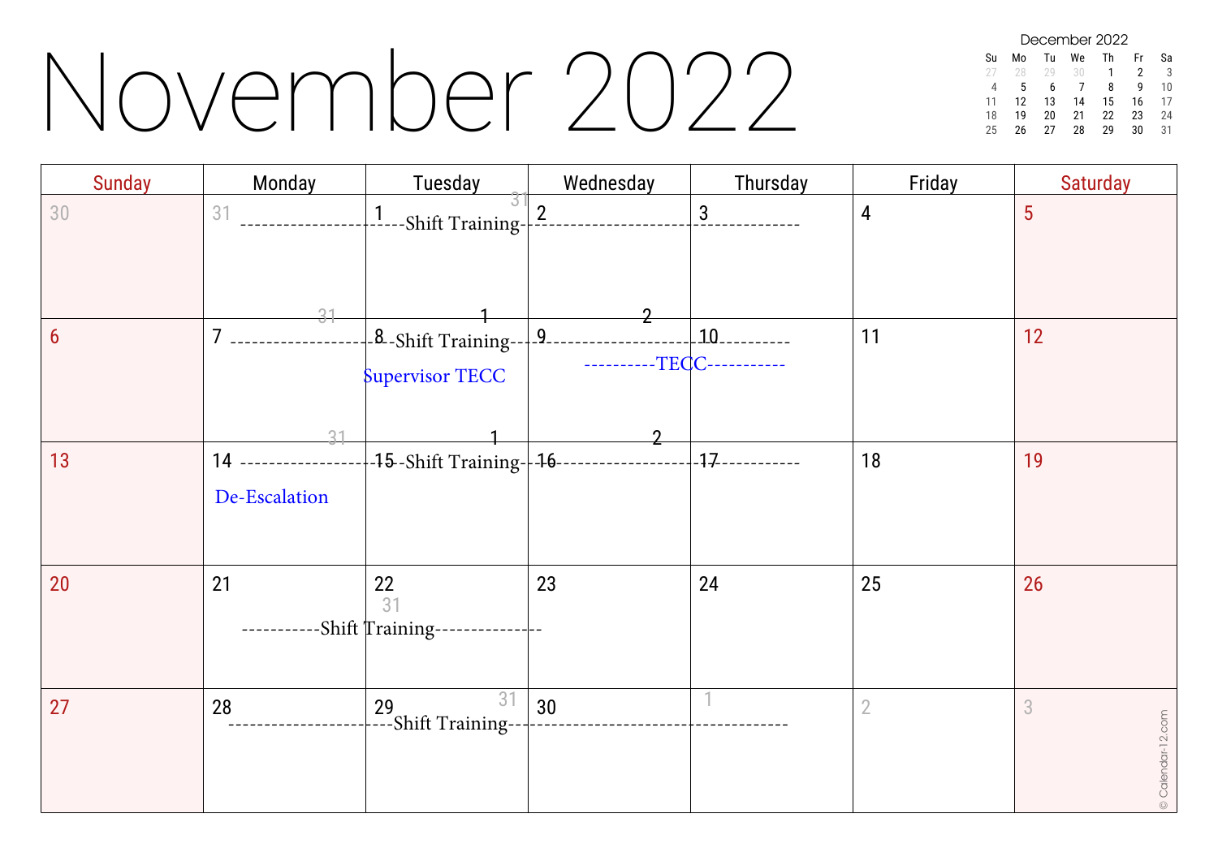# November 2022

**December 2022**

| Su | Mo | Tu | We | Th | Fr | Sa |
|---|---|---|---|---|---|---|
| 27 | 28 | 29 | 30 | 1 | 2 | 3 |
| 4 | 5 | 6 | 7 | 8 | 9 | 10 |
| 11 | 12 | 13 | 14 | 15 | 16 | 17 |
| 18 | 19 | 20 | 21 | 22 | 23 | 24 |
| 25 | 26 | 27 | 28 | 29 | 30 | 31 |

| Sunday | Monday | Tuesday | Wednesday | Thursday | Friday | Saturday |
|---|---|---|---|---|---|---|
| 30 | 31 ---------------------- | 1 ---Shift Training--- | 2 ---------------------- | 3 ---------------------- | 4 | 5 |
| 6 | 7 ---------------------- | 8 ---Shift Training--- Supervisor TECC | 9 ---------------------- ----------TECC | 10 ---------------------- -----------TECC----------- | 11 | 12 |
| 13 | 14 ---------------------- De-Escalation | 15 ---Shift Training--- | 16 ---------------------- | 17 ---------------------- | 18 | 19 |
| 20 | 21 -----------Shift Training | 22 Shift Training--------------- | 23 | 24 | 25 | 26 |
| 27 | 28 ---------------------- | 29 ---Shift Training--- | 30 ---------------------- | 1 ---------------------- | 2 | 3 |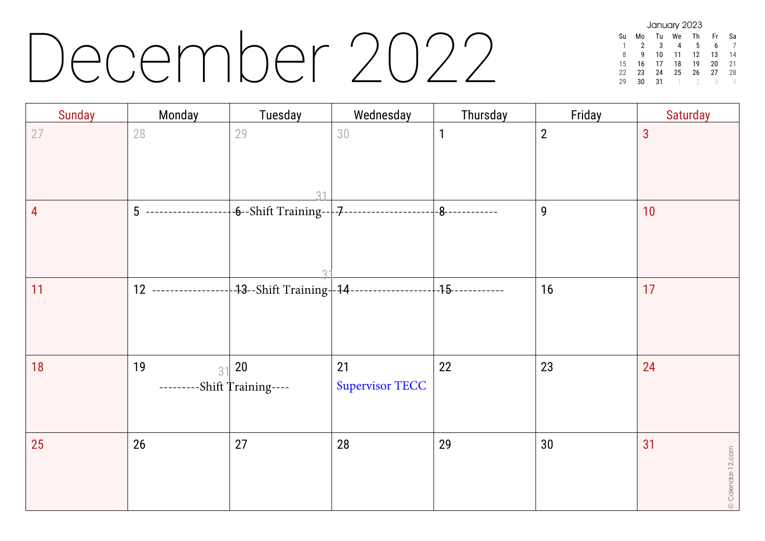# December 2022

January 2023

| Su | Mo | Tu | We | Th | Fr | Sa |
|---|---|---|---|---|---|---|
| 1 | 2 | 3 | 4 | 5 | 6 | 7 |
| 8 | 9 | 10 | 11 | 12 | 13 | 14 |
| 15 | 16 | 17 | 18 | 19 | 20 | 21 |
| 22 | 23 | 24 | 25 | 26 | 27 | 28 |
| 29 | 30 | 31 | 1 | 2 | 3 | 4 |

| Sunday | Monday | Tuesday | Wednesday | Thursday | Friday | Saturday |
|---|---|---|---|---|---|---|
| 27 | 28 | 29 | 30 | 1 | 2 | 3 |
| 4 | 5 ------------------- | 6 --Shift Training--- | 31 7 ----------------------------- | 8 ------------ | 9 | 10 |
| 11 | 12 ------------------- | 13 --Shift Training--- | 31 14 ----------------------------- | 15 ------------ | 16 | 17 |
| 18 | 19 ---------Shift | 31 20 Training---- | 21 Supervisor TECC | 22 | 23 | 24 |
| 25 | 26 | 27 | 28 | 29 | 30 | 31 |

© Calendar-12.com